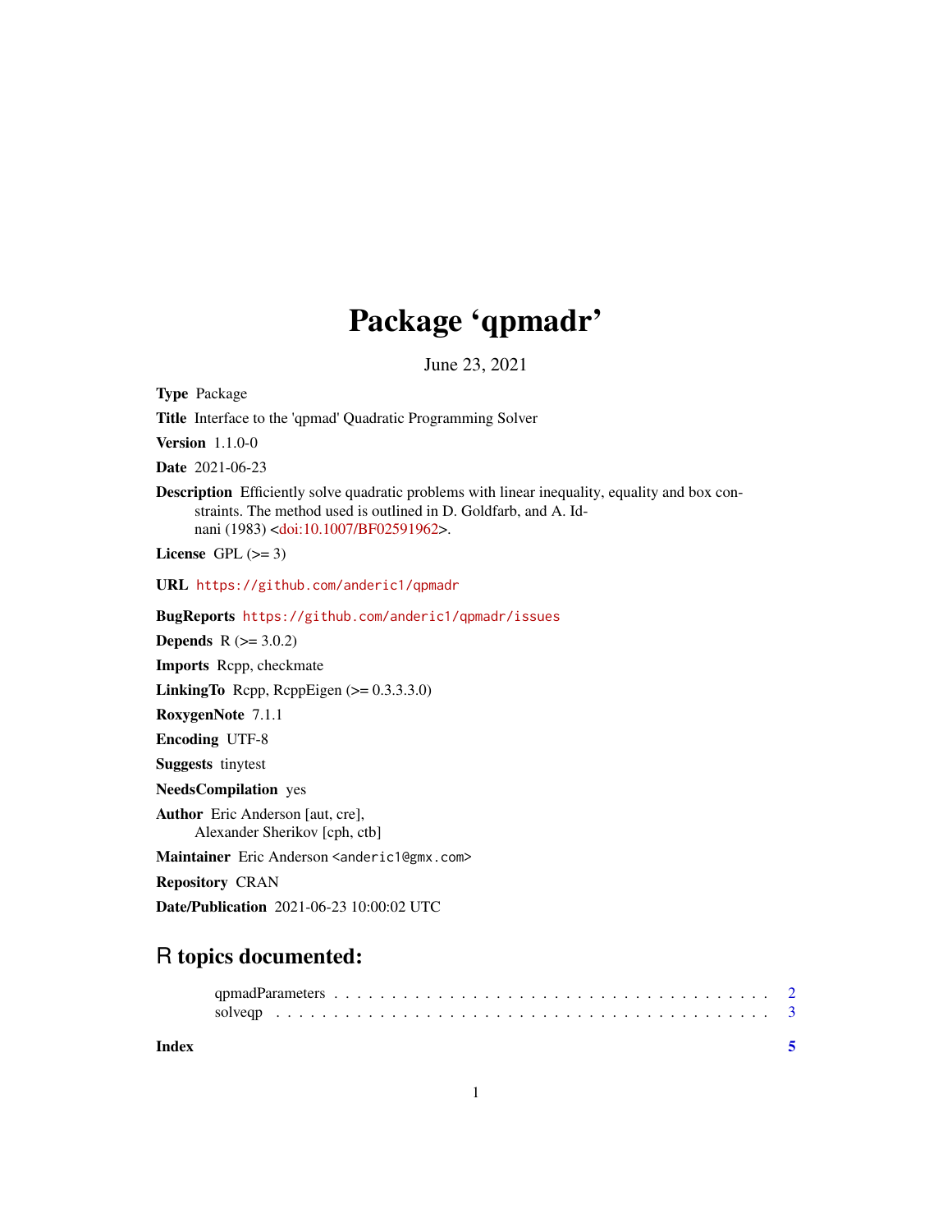# Package 'qpmadr'

June 23, 2021

**Type** Package

**Title** Interface to the 'qpmad' Quadratic Programming Solver

**Version** 1.1.0-0

**Date** 2021-06-23

**Description** Efficiently solve quadratic problems with linear inequality, equality and box constraints. The method used is outlined in D. Goldfarb, and A. Idnani (1983) <doi:10.1007/BF02591962>.

**License** GPL (>= 3)

**URL** https://github.com/anderic1/qpmadr

**BugReports** https://github.com/anderic1/qpmadr/issues

**Depends** R (>= 3.0.2)

**Imports** Rcpp, checkmate

**LinkingTo** Rcpp, RcppEigen (>= 0.3.3.3.0)

**RoxygenNote** 7.1.1

**Encoding** UTF-8

**Suggests** tinytest

**NeedsCompilation** yes

**Author** Eric Anderson [aut, cre],
Alexander Sherikov [cph, ctb]

**Maintainer** Eric Anderson <anderic1@gmx.com>

**Repository** CRAN

**Date/Publication** 2021-06-23 10:00:02 UTC

## R topics documented:

- qpmadParameters . . . . . . . . . . . . . . . . . . . . . . . . . . . . . . . . . . . . . 2
- solveqp . . . . . . . . . . . . . . . . . . . . . . . . . . . . . . . . . . . . . . . . . . 3

**Index** 5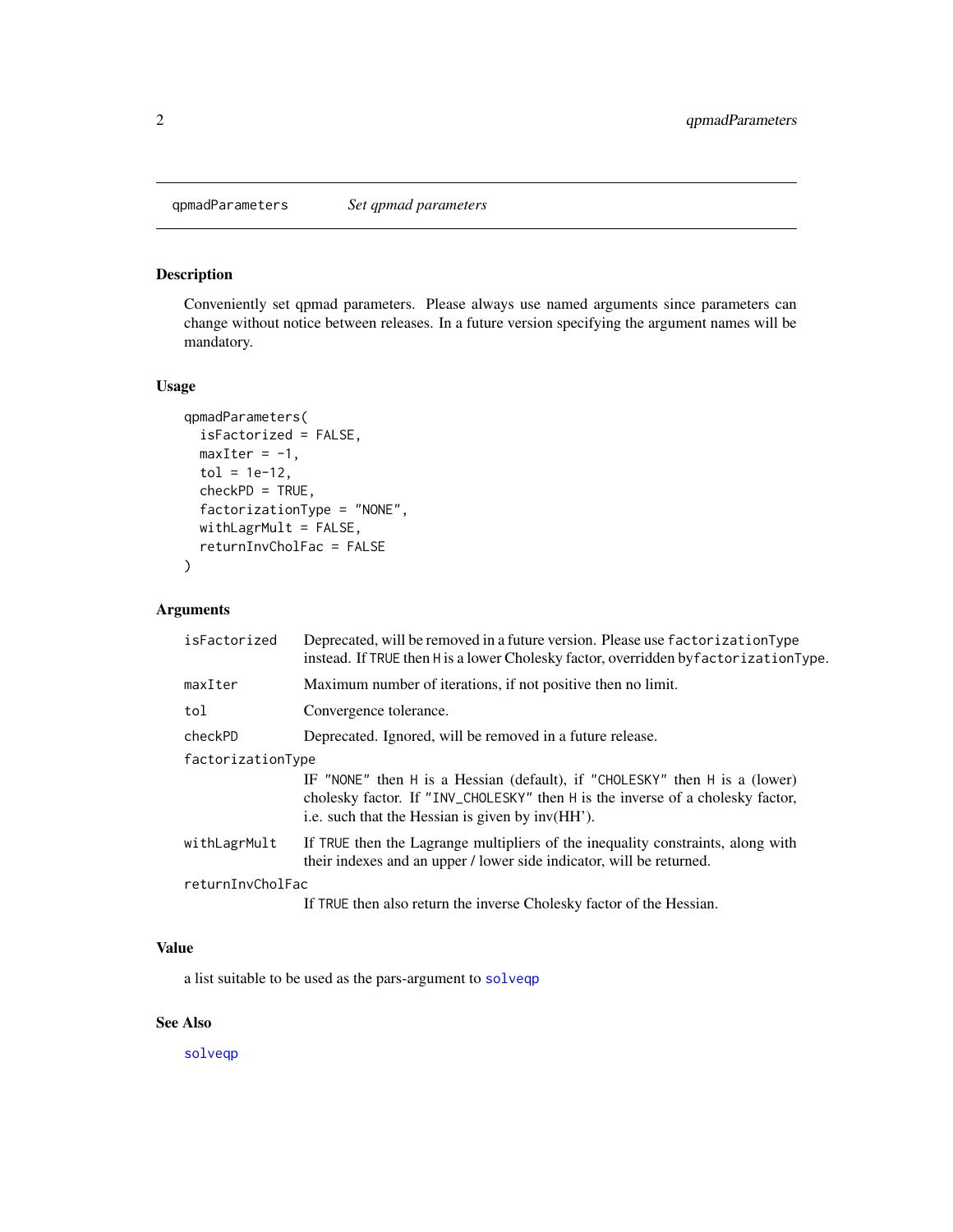## qpmadParameters — *Set qpmad parameters*

### Description

Conveniently set qpmad parameters. Please always use named arguments since parameters can change without notice between releases. In a future version specifying the argument names will be mandatory.

### Usage

```
qpmadParameters(
  isFactorized = FALSE,
  maxIter = -1,
  tol = 1e-12,
  checkPD = TRUE,
  factorizationType = "NONE",
  withLagrMult = FALSE,
  returnInvCholFac = FALSE
)
```

### Arguments

| Argument | Description |
|---|---|
| `isFactorized` | Deprecated, will be removed in a future version. Please use `factorizationType` instead. If `TRUE` then `H` is a lower Cholesky factor, overridden by `factorizationType`. |
| `maxIter` | Maximum number of iterations, if not positive then no limit. |
| `tol` | Convergence tolerance. |
| `checkPD` | Deprecated. Ignored, will be removed in a future release. |
| `factorizationType` | IF `"NONE"` then `H` is a Hessian (default), if `"CHOLESKY"` then `H` is a (lower) cholesky factor. If `"INV_CHOLESKY"` then `H` is the inverse of a cholesky factor, i.e. such that the Hessian is given by inv(HH'). |
| `withLagrMult` | If `TRUE` then the Lagrange multipliers of the inequality constraints, along with their indexes and an upper / lower side indicator, will be returned. |
| `returnInvCholFac` | If `TRUE` then also return the inverse Cholesky factor of the Hessian. |

### Value

a list suitable to be used as the pars-argument to `solveqp`

### See Also

`solveqp`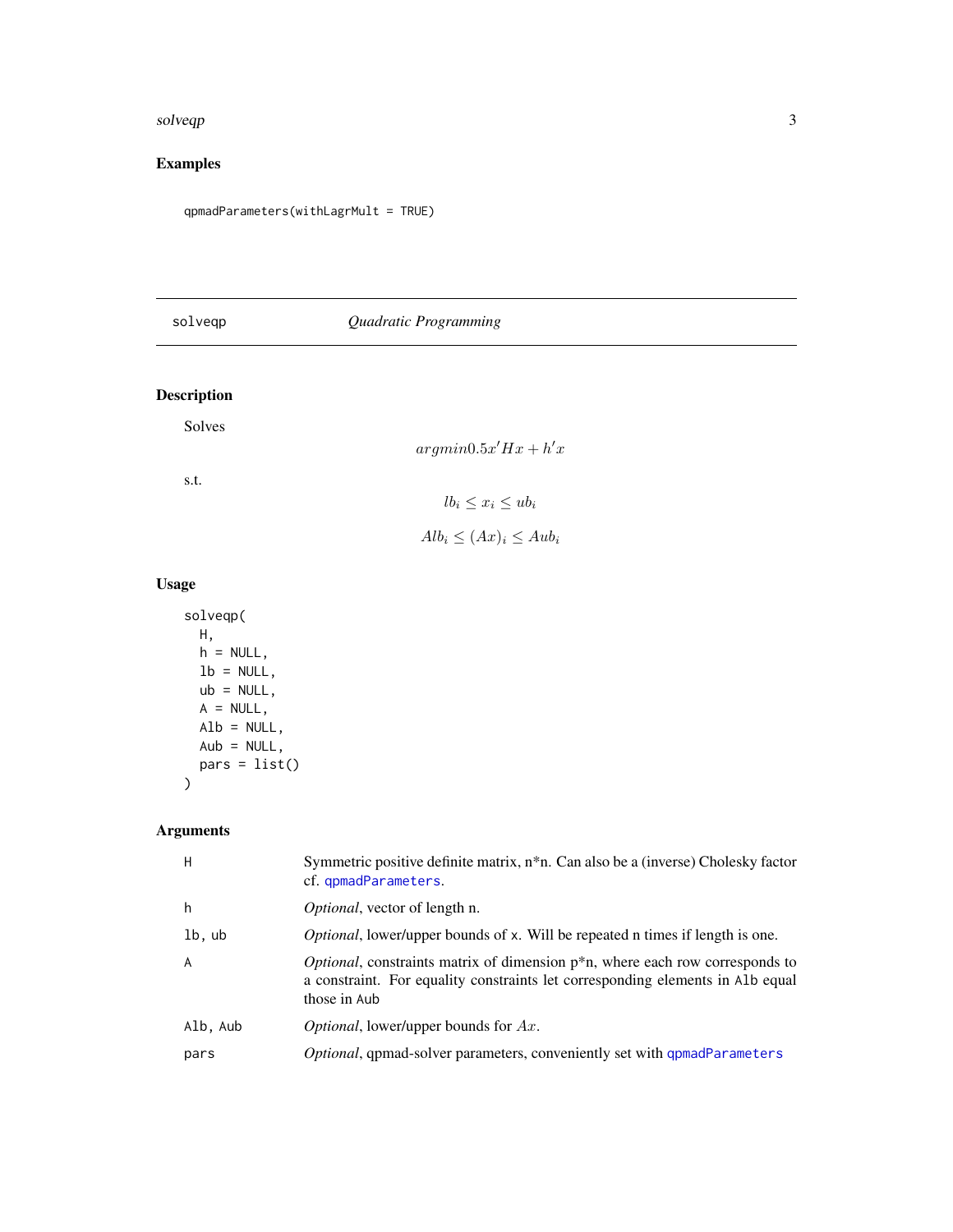## Examples

```
qpmadParameters(withLagrMult = TRUE)
```

---

## solveqp — *Quadratic Programming*

---

### Description

Solves

$$argmin 0.5x'Hx + h'x$$

s.t.

$$lb_i \leq x_i \leq ub_i$$

$$Alb_i \leq (Ax)_i \leq Aub_i$$

### Usage

```
solveqp(
  H,
  h = NULL,
  lb = NULL,
  ub = NULL,
  A = NULL,
  Alb = NULL,
  Aub = NULL,
  pars = list()
)
```

### Arguments

| | |
|---|---|
| `H` | Symmetric positive definite matrix, n*n. Can also be a (inverse) Cholesky factor cf. `qpmadParameters`. |
| `h` | *Optional*, vector of length n. |
| `lb, ub` | *Optional*, lower/upper bounds of x. Will be repeated n times if length is one. |
| `A` | *Optional*, constraints matrix of dimension p*n, where each row corresponds to a constraint. For equality constraints let corresponding elements in `Alb` equal those in `Aub` |
| `Alb, Aub` | *Optional*, lower/upper bounds for $Ax$. |
| `pars` | *Optional*, qpmad-solver parameters, conveniently set with `qpmadParameters` |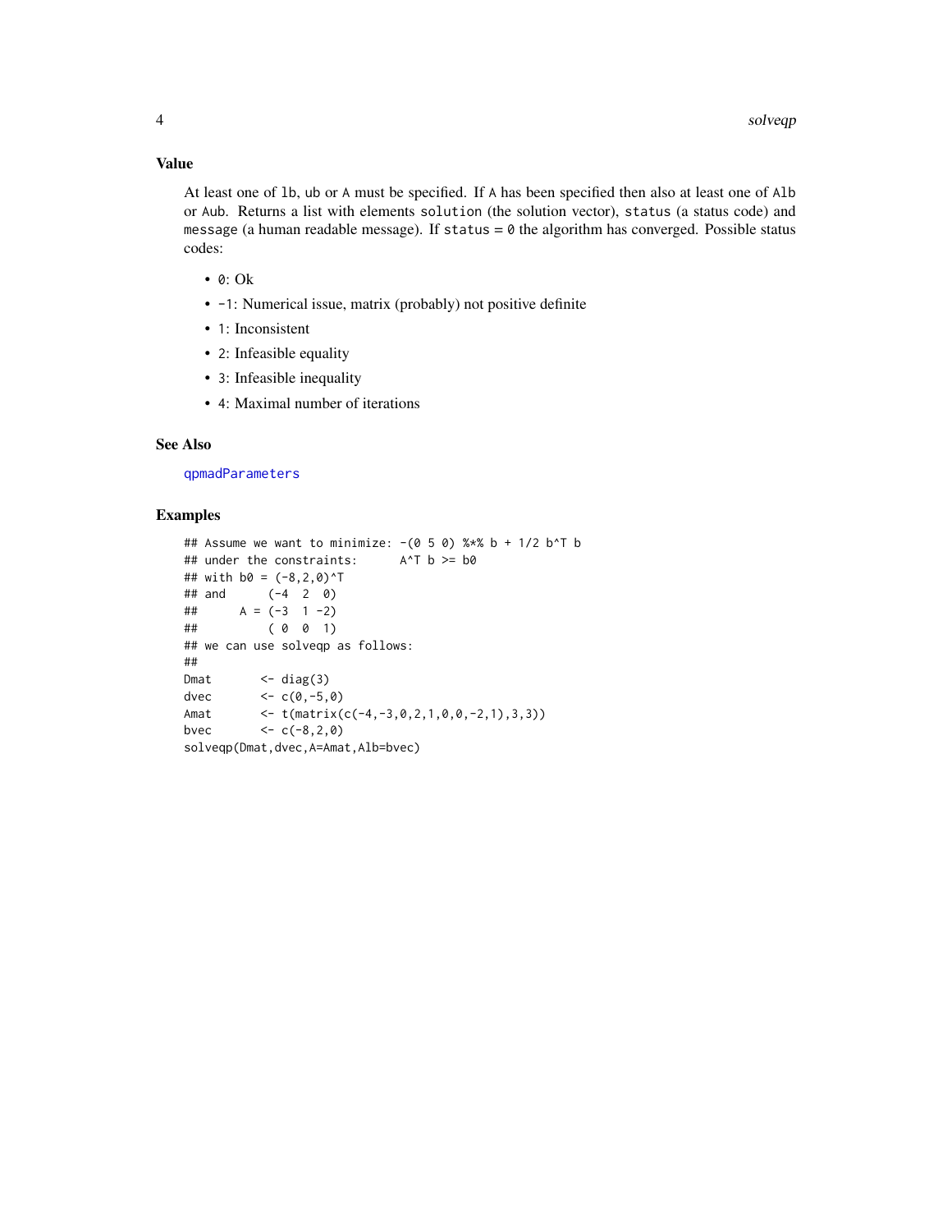### Value

At least one of `lb`, `ub` or `A` must be specified. If `A` has been specified then also at least one of `Alb` or `Aub`. Returns a list with elements `solution` (the solution vector), `status` (a status code) and `message` (a human readable message). If `status = 0` the algorithm has converged. Possible status codes:

- `0`: Ok
- `-1`: Numerical issue, matrix (probably) not positive definite
- `1`: Inconsistent
- `2`: Infeasible equality
- `3`: Infeasible inequality
- `4`: Maximal number of iterations

### See Also

`qpmadParameters`

### Examples

```
## Assume we want to minimize: -(0 5 0) %*% b + 1/2 b^T b
## under the constraints:      A^T b >= b0
## with b0 = (-8,2,0)^T
## and      (-4  2  0)
##      A = (-3  1 -2)
##          ( 0  0  1)
## we can use solveqp as follows:
##
Dmat       <- diag(3)
dvec       <- c(0,-5,0)
Amat       <- t(matrix(c(-4,-3,0,2,1,0,0,-2,1),3,3))
bvec       <- c(-8,2,0)
solveqp(Dmat,dvec,A=Amat,Alb=bvec)
```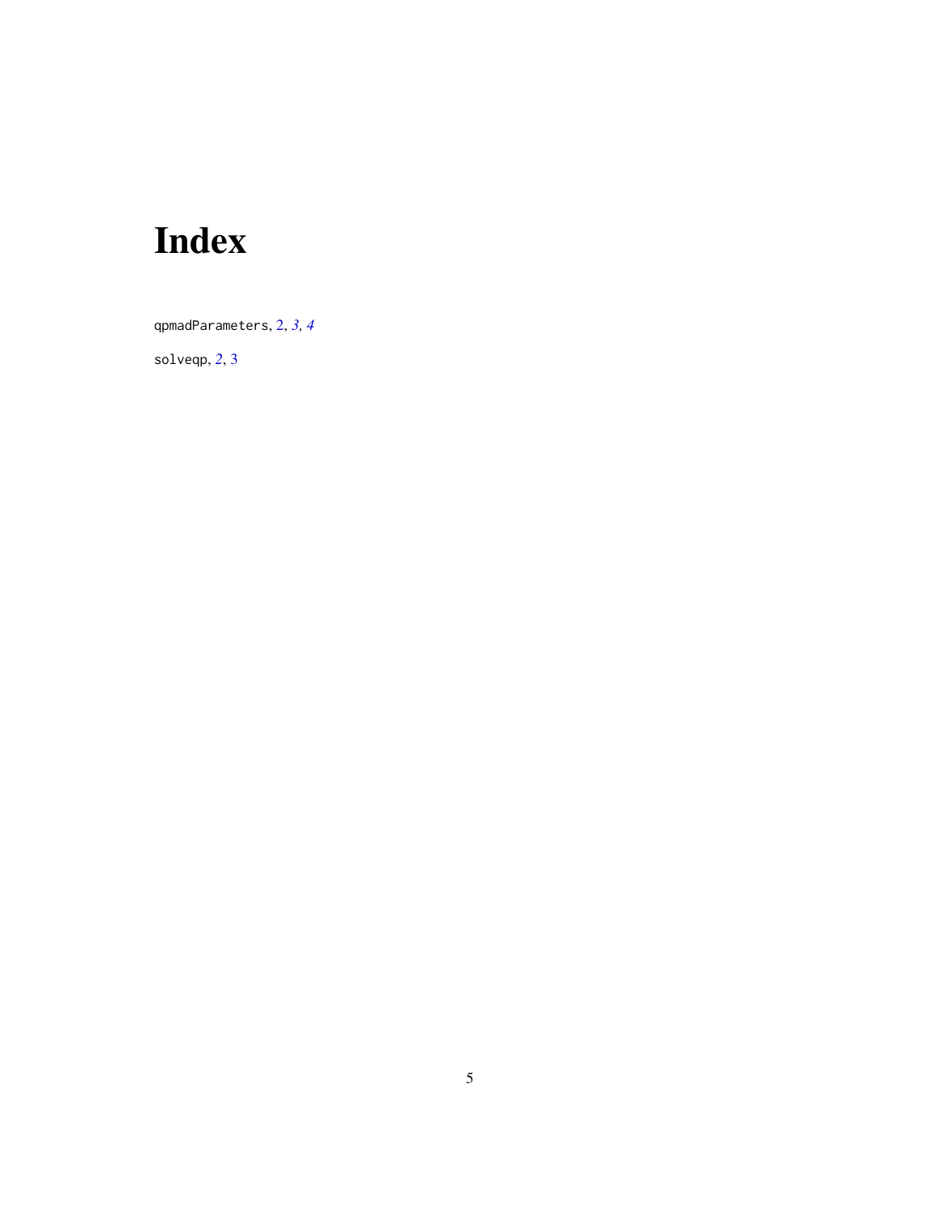# Index

qpmadParameters, 2, *3, 4*

solveqp, *2*, 3